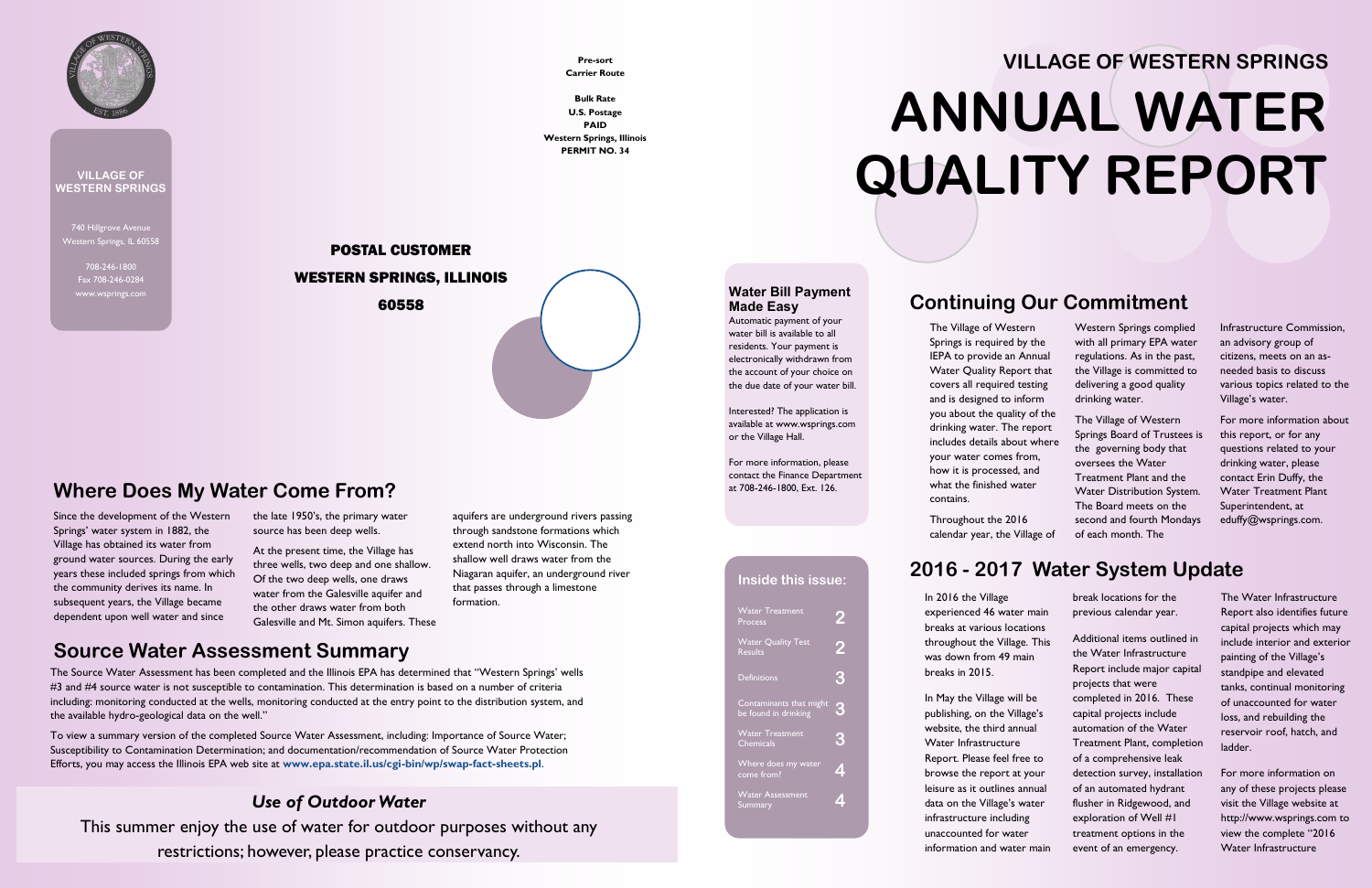# VILLAGE OF WESTERN SPRINGS

# ANNUAL WATER QUALITY REPORT

**VILLAGE OF WESTERN SPRINGS**

740 Hillgrove Avenue
Western Springs, IL 60558

708-246-1800
Fax 708-246-0284
www.wsprings.com

**Pre-sort**
**Carrier Route**

**Bulk Rate**
**U.S. Postage**
**PAID**
**Western Springs, Illinois**
**PERMIT NO. 34**

**POSTAL CUSTOMER**
**WESTERN SPRINGS, ILLINOIS**
**60558**

## Water Bill Payment Made Easy

Automatic payment of your water bill is available to all residents. Your payment is electronically withdrawn from the account of your choice on the due date of your water bill.

Interested? The application is available at www.wsprings.com or the Village Hall.

For more information, please contact the Finance Department at 708-246-1800, Ext. 126.

## Inside this issue:

| | |
|---|---|
| Water Treatment Process | 2 |
| Water Quality Test Results | 2 |
| Definitions | 3 |
| Contaminants that might be found in drinking | 3 |
| Water Treatment Chemicals | 3 |
| Where does my water come from? | 4 |
| Water Assessment Summary | 4 |

## Continuing Our Commitment

The Village of Western Springs is required by the IEPA to provide an Annual Water Quality Report that covers all required testing and is designed to inform you about the quality of the drinking water. The report includes details about where your water comes from, how it is processed, and what the finished water contains.

Throughout the 2016 calendar year, the Village of Western Springs complied with all primary EPA water regulations. As in the past, the Village is committed to delivering a good quality drinking water.

The Village of Western Springs Board of Trustees is the governing body that oversees the Water Treatment Plant and the Water Distribution System. The Board meets on the second and fourth Mondays of each month. The Infrastructure Commission, an advisory group of citizens, meets on an as-needed basis to discuss various topics related to the Village's water.

For more information about this report, or for any questions related to your drinking water, please contact Erin Duffy, the Water Treatment Plant Superintendent, at eduffy@wsprings.com.

## 2016 - 2017 Water System Update

In 2016 the Village experienced 46 water main breaks at various locations throughout the Village. This was down from 49 main breaks in 2015.

In May the Village will be publishing, on the Village's website, the third annual Water Infrastructure Report. Please feel free to browse the report at your leisure as it outlines annual data on the Village's water infrastructure including unaccounted for water information and water main break locations for the previous calendar year.

Additional items outlined in the Water Infrastructure Report include major capital projects that were completed in 2016. These capital projects include automation of the Water Treatment Plant, completion of a comprehensive leak detection survey, installation of an automated hydrant flusher in Ridgewood, and exploration of Well #1 treatment options in the event of an emergency.

The Water Infrastructure Report also identifies future capital projects which may include interior and exterior painting of the Village's standpipe and elevated tanks, continual monitoring of unaccounted for water loss, and rebuilding the reservoir roof, hatch, and ladder.

For more information on any of these projects please visit the Village website at http://www.wsprings.com to view the complete "2016 Water Infrastructure

## Where Does My Water Come From?

Since the development of the Western Springs' water system in 1882, the Village has obtained its water from ground water sources. During the early years these included springs from which the community derives its name. In subsequent years, the Village became dependent upon well water and since the late 1950's, the primary water source has been deep wells.

At the present time, the Village has three wells, two deep and one shallow. Of the two deep wells, one draws water from the Galesville aquifer and the other draws water from both Galesville and Mt. Simon aquifers. These aquifers are underground rivers passing through sandstone formations which extend north into Wisconsin. The shallow well draws water from the Niagaran aquifer, an underground river that passes through a limestone formation.

## Source Water Assessment Summary

The Source Water Assessment has been completed and the Illinois EPA has determined that "Western Springs' wells #3 and #4 source water is not susceptible to contamination. This determination is based on a number of criteria including: monitoring conducted at the wells, monitoring conducted at the entry point to the distribution system, and the available hydro-geological data on the well."

To view a summary version of the completed Source Water Assessment, including: Importance of Source Water; Susceptibility to Contamination Determination; and documentation/recommendation of Source Water Protection Efforts, you may access the Illinois EPA web site at **www.epa.state.il.us/cgi-bin/wp/swap-fact-sheets.pl**.

### *Use of Outdoor Water*

This summer enjoy the use of water for outdoor purposes without any restrictions; however, please practice conservancy.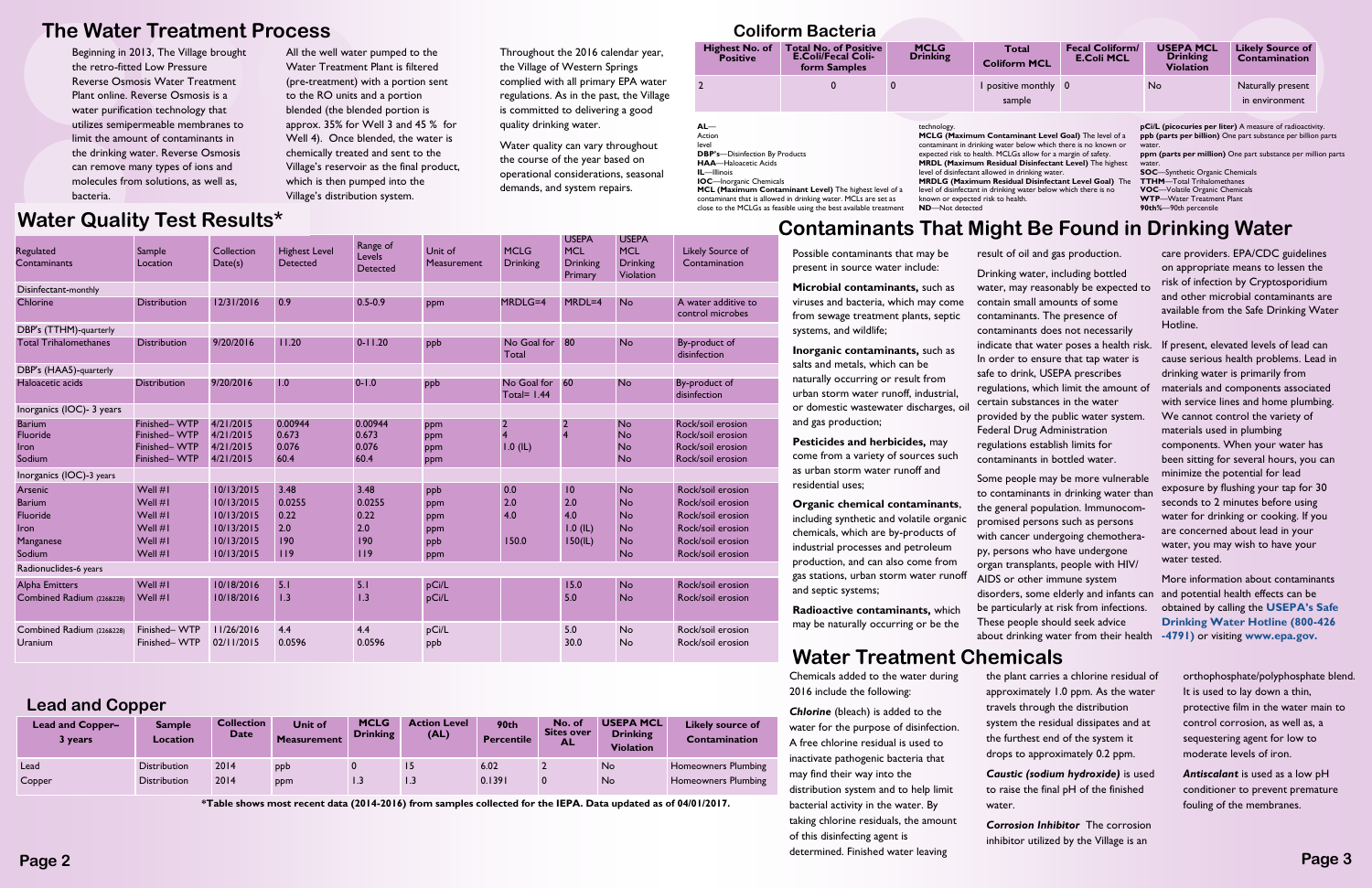# The Water Treatment Process

Beginning in 2013, The Village brought the retro-fitted Low Pressure Reverse Osmosis Water Treatment Plant online. Reverse Osmosis is a water purification technology that utilizes semipermeable membranes to limit the amount of contaminants in the drinking water. Reverse Osmosis can remove many types of ions and molecules from solutions, as well as, bacteria.

All the well water pumped to the Water Treatment Plant is filtered (pre-treatment) with a portion sent to the RO units and a portion blended (the blended portion is approx. 35% for Well 3 and 45 % for Well 4). Once blended, the water is chemically treated and sent to the Village's reservoir as the final product, which is then pumped into the Village's distribution system.

Throughout the 2016 calendar year, the Village of Western Springs complied with all primary EPA water regulations. As in the past, the Village is committed to delivering a good quality drinking water.

Water quality can vary throughout the course of the year based on operational considerations, seasonal demands, and system repairs.

# Water Quality Test Results*

| Regulated Contaminants | Sample Location | Collection Date(s) | Highest Level Detected | Range of Levels Detected | Unit of Measurement | MCLG Drinking | USEPA MCL Drinking Primary | USEPA MCL Drinking Violation | Likely Source of Contamination |
|---|---|---|---|---|---|---|---|---|---|
| Disinfectant-monthly | | | | | | | | | |
| Chlorine | Distribution | 12/31/2016 | 0.9 | 0.5-0.9 | ppm | MRDLG=4 | MRDL=4 | No | A water additive to control microbes |
| DBP's (TTHM)-quarterly | | | | | | | | | |
| Total Trihalomethanes | Distribution | 9/20/2016 | 11.20 | 0-11.20 | ppb | No Goal for Total | 80 | No | By-product of disinfection |
| DBP's (HAA5)-quarterly | | | | | | | | | |
| Haloacetic acids | Distribution | 9/20/2016 | 1.0 | 0-1.0 | ppb | No Goal for Total= 1.44 | 60 | No | By-product of disinfection |
| Inorganics (IOC)- 3 years | | | | | | | | | |
| Barium | Finished– WTP | 4/21/2015 | 0.00944 | 0.00944 | ppm | 2 | 2 | No | Rock/soil erosion |
| Fluoride | Finished– WTP | 4/21/2015 | 0.673 | 0.673 | ppm | 4 | 4 | No | Rock/soil erosion |
| Iron | Finished– WTP | 4/21/2015 | 0.076 | 0.076 | ppm | 1.0 (IL) | | No | Rock/soil erosion |
| Sodium | Finished– WTP | 4/21/2015 | 60.4 | 60.4 | ppm | | | No | Rock/soil erosion |
| Inorganics (IOC)-3 years | | | | | | | | | |
| Arsenic | Well #1 | 10/13/2015 | 3.48 | 3.48 | ppb | 0.0 | 10 | No | Rock/soil erosion |
| Barium | Well #1 | 10/13/2015 | 0.0255 | 0.0255 | ppm | 2.0 | 2.0 | No | Rock/soil erosion |
| Fluoride | Well #1 | 10/13/2015 | 0.22 | 0.22 | ppm | 4.0 | 4.0 | No | Rock/soil erosion |
| Iron | Well #1 | 10/13/2015 | 2.0 | 2.0 | ppm | | 1.0 (IL) | No | Rock/soil erosion |
| Manganese | Well #1 | 10/13/2015 | 190 | 190 | ppb | 150.0 | 150(IL) | No | Rock/soil erosion |
| Sodium | Well #1 | 10/13/2015 | 119 | 119 | ppm | | | No | Rock/soil erosion |
| Radionuclides-6 years | | | | | | | | | |
| Alpha Emitters | Well #1 | 10/18/2016 | 5.1 | 5.1 | pCi/L | | 15.0 | No | Rock/soil erosion |
| Combined Radium (226&228) | Well #1 | 10/18/2016 | 1.3 | 1.3 | pCi/L | | 5.0 | No | Rock/soil erosion |
| Combined Radium (226&228) | Finished– WTP | 11/26/2016 | 4.4 | 4.4 | pCi/L | | 5.0 | No | Rock/soil erosion |
| Uranium | Finished– WTP | 02/11/2015 | 0.0596 | 0.0596 | ppb | | 30.0 | No | Rock/soil erosion |

## Lead and Copper

| Lead and Copper– 3 years | Sample Location | Collection Date | Unit of Measurement | MCLG Drinking | Action Level (AL) | 90th Percentile | No. of Sites over AL | USEPA MCL Drinking Violation | Likely source of Contamination |
|---|---|---|---|---|---|---|---|---|---|
| Lead | Distribution | 2014 | ppb | 0 | 15 | 6.02 | 2 | No | Homeowners Plumbing |
| Copper | Distribution | 2014 | ppm | 1.3 | 1.3 | 0.1391 | 0 | No | Homeowners Plumbing |

**\*Table shows most recent data (2014-2016) from samples collected for the IEPA. Data updated as of 04/01/2017.**

## Coliform Bacteria

| Highest No. of Positive | Total No. of Positive E.Coli/Fecal Coliform Samples | MCLG Drinking | Total Coliform MCL | Fecal Coliform/ E.Coli MCL | USEPA MCL Drinking Violation | Likely Source of Contamination |
|---|---|---|---|---|---|---|
| 2 | 0 | 0 | 1 positive monthly sample | 0 | No | Naturally present in environment |

**AL**—Action level
**DBP's**—Disinfection By Products
**HAA**—Haloacetic Acids
**IL**—Illinois
**IOC**—Inorganic Chemicals
**MCL (Maximum Contaminant Level)** The highest level of a contaminant that is allowed in drinking water. MCLs are set as close to the MCLGs as feasible using the best available treatment technology.
**MCLG (Maximum Contaminant Level Goal)** The level of a contaminant in drinking water below which there is no known or expected risk to health. MCLGs allow for a margin of safety.
**MRDL (Maximum Residual Disinfectant Level)** The highest level of disinfectant allowed in drinking water.
**MRDLG (Maximum Residual Disinfectant Level Goal)** The level of disinfectant in drinking water below which there is no known or expected risk to health.
**ND**—Not detected
**pCi/L (picocuries per liter)** A measure of radioactivity.
**ppb (parts per billion)** One part substance per billion parts water.
**ppm (parts per million)** One part substance per million parts water.
**SOC**—Synthetic Organic Chemicals
**TTHM**—Total Trihalomethanes
**VOC**—Volatile Organic Chemicals
**WTP**—Water Treatment Plant
**90th%**—90th percentile

# Contaminants That Might Be Found in Drinking Water

Possible contaminants that may be present in source water include:

**Microbial contaminants,** such as viruses and bacteria, which may come from sewage treatment plants, septic systems, and wildlife;

**Inorganic contaminants,** such as salts and metals, which can be naturally occurring or result from urban storm water runoff, industrial, or domestic wastewater discharges, oil and gas production;

**Pesticides and herbicides,** may come from a variety of sources such as urban storm water runoff and residential uses;

**Organic chemical contaminants**, including synthetic and volatile organic chemicals, which are by-products of industrial processes and petroleum production, and can also come from gas stations, urban storm water runoff and septic systems;

**Radioactive contaminants,** which may be naturally occurring or be the result of oil and gas production.

Drinking water, including bottled water, may reasonably be expected to contain small amounts of some contaminants. The presence of contaminants does not necessarily indicate that water poses a health risk. In order to ensure that tap water is safe to drink, USEPA prescribes regulations, which limit the amount of certain substances in the water provided by the public water system. Federal Drug Administration regulations establish limits for contaminants in bottled water.

Some people may be more vulnerable to contaminants in drinking water than the general population. Immunocompromised persons such as persons with cancer undergoing chemotherapy, persons who have undergone organ transplants, people with HIV/AIDS or other immune system disorders, some elderly and infants can be particularly at risk from infections. These people should seek advice about drinking water from their health care providers. EPA/CDC guidelines on appropriate means to lessen the risk of infection by Cryptosporidium and other microbial contaminants are available from the Safe Drinking Water Hotline.

If present, elevated levels of lead can cause serious health problems. Lead in drinking water is primarily from materials and components associated with service lines and home plumbing. We cannot control the variety of materials used in plumbing components. When your water has been sitting for several hours, you can minimize the potential for lead exposure by flushing your tap for 30 seconds to 2 minutes before using water for drinking or cooking. If you are concerned about lead in your water, you may wish to have your water tested.

More information about contaminants and potential health effects can be obtained by calling the **USEPA's Safe Drinking Water Hotline (800-426-4791)** or visiting **www.epa.gov.**

# Water Treatment Chemicals

Chemicals added to the water during 2016 include the following:

***Chlorine*** (bleach) is added to the water for the purpose of disinfection. A free chlorine residual is used to inactivate pathogenic bacteria that may find their way into the distribution system and to help limit bacterial activity in the water. By taking chlorine residuals, the amount of this disinfecting agent is determined. Finished water leaving the plant carries a chlorine residual of approximately 1.0 ppm. As the water travels through the distribution system the residual dissipates and at the furthest end of the system it drops to approximately 0.2 ppm.

***Caustic (sodium hydroxide)*** is used to raise the final pH of the finished water.

***Corrosion Inhibitor*** The corrosion inhibitor utilized by the Village is an orthophosphate/polyphosphate blend. It is used to lay down a thin, protective film in the water main to control corrosion, as well as, a sequestering agent for low to moderate levels of iron.

***Antiscalant*** is used as a low pH conditioner to prevent premature fouling of the membranes.